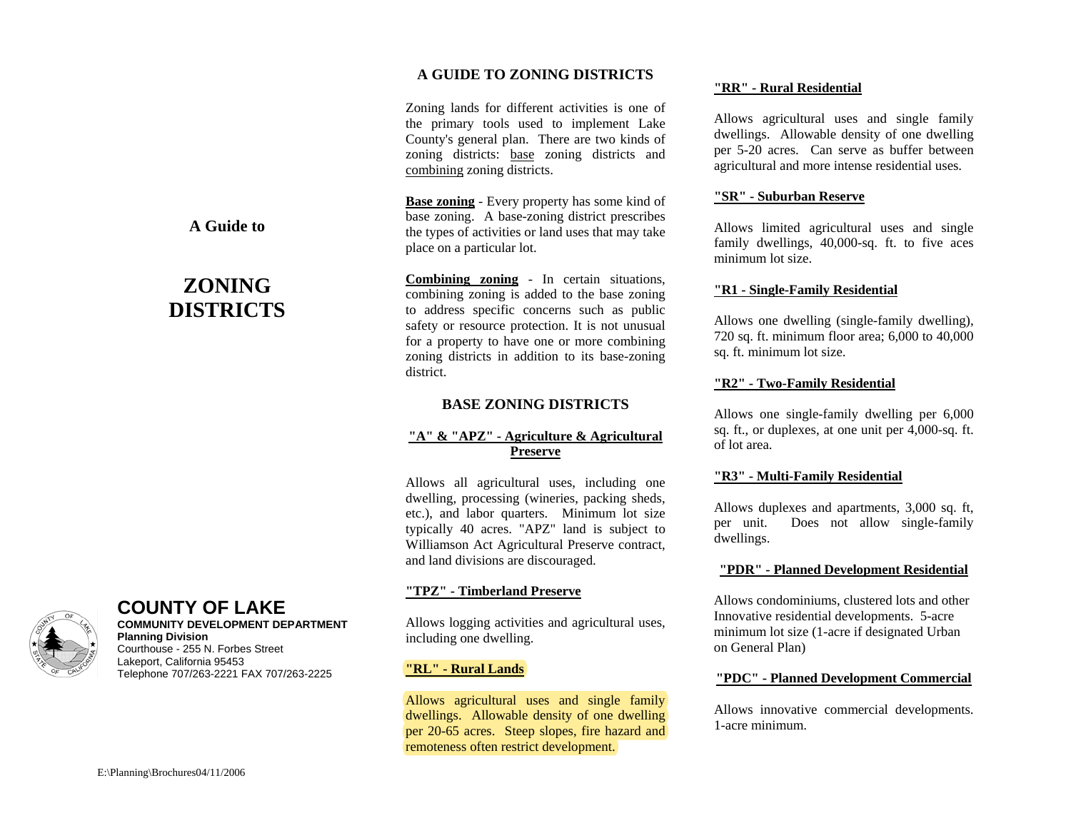A Guide to

# ZONING DISTRICTS

## COUNTY OF LAKE

**COMMUNITY DEVELOPMENT DEPARTMENT**
**Planning Division**
Courthouse - 255 N. Forbes Street
Lakeport, California 95453
Telephone 707/263-2221 FAX 707/263-2225

E:\Planning\Brochures04/11/2006

## A GUIDE TO ZONING DISTRICTS

Zoning lands for different activities is one of the primary tools used to implement Lake County's general plan. There are two kinds of zoning districts: base zoning districts and combining zoning districts.

**Base zoning** - Every property has some kind of base zoning. A base-zoning district prescribes the types of activities or land uses that may take place on a particular lot.

**Combining zoning** - In certain situations, combining zoning is added to the base zoning to address specific concerns such as public safety or resource protection. It is not unusual for a property to have one or more combining zoning districts in addition to its base-zoning district.

## BASE ZONING DISTRICTS

### "A" & "APZ" - Agriculture & Agricultural Preserve

Allows all agricultural uses, including one dwelling, processing (wineries, packing sheds, etc.), and labor quarters. Minimum lot size typically 40 acres. "APZ" land is subject to Williamson Act Agricultural Preserve contract, and land divisions are discouraged.

### "TPZ" - Timberland Preserve

Allows logging activities and agricultural uses, including one dwelling.

### "RL" - Rural Lands

Allows agricultural uses and single family dwellings. Allowable density of one dwelling per 20-65 acres. Steep slopes, fire hazard and remoteness often restrict development.

### "RR" - Rural Residential

Allows agricultural uses and single family dwellings. Allowable density of one dwelling per 5-20 acres. Can serve as buffer between agricultural and more intense residential uses.

### "SR" - Suburban Reserve

Allows limited agricultural uses and single family dwellings, 40,000-sq. ft. to five aces minimum lot size.

### "R1 - Single-Family Residential

Allows one dwelling (single-family dwelling), 720 sq. ft. minimum floor area; 6,000 to 40,000 sq. ft. minimum lot size.

### "R2" - Two-Family Residential

Allows one single-family dwelling per 6,000 sq. ft., or duplexes, at one unit per 4,000-sq. ft. of lot area.

### "R3" - Multi-Family Residential

Allows duplexes and apartments, 3,000 sq. ft, per unit. Does not allow single-family dwellings.

### "PDR" - Planned Development Residential

Allows condominiums, clustered lots and other Innovative residential developments. 5-acre minimum lot size (1-acre if designated Urban on General Plan)

### "PDC" - Planned Development Commercial

Allows innovative commercial developments. 1-acre minimum.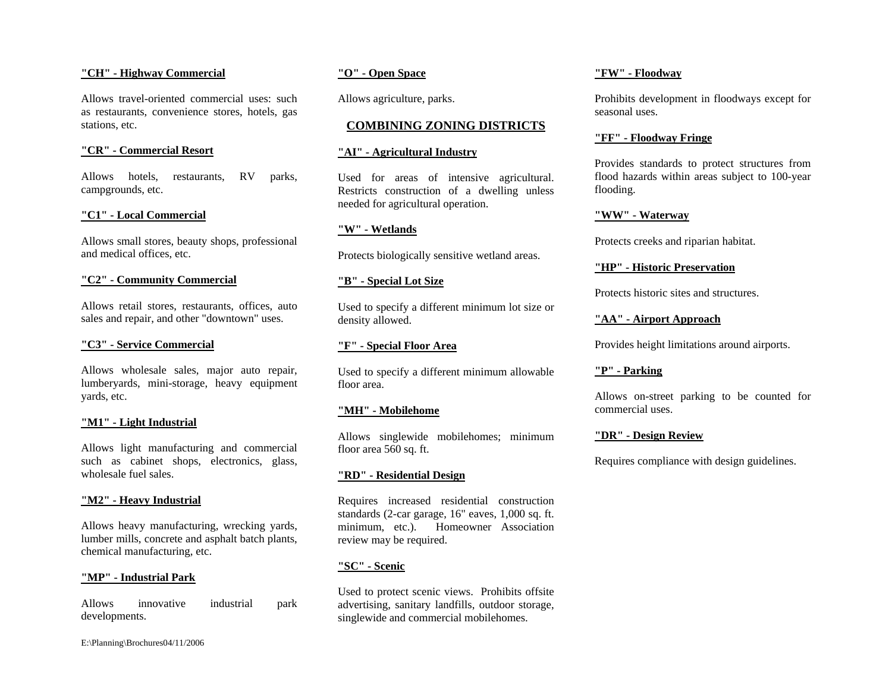**"CH" - Highway Commercial**

Allows travel-oriented commercial uses: such as restaurants, convenience stores, hotels, gas stations, etc.

**"CR" - Commercial Resort**

Allows hotels, restaurants, RV parks, campgrounds, etc.

**"C1" - Local Commercial**

Allows small stores, beauty shops, professional and medical offices, etc.

**"C2" - Community Commercial**

Allows retail stores, restaurants, offices, auto sales and repair, and other "downtown" uses.

**"C3" - Service Commercial**

Allows wholesale sales, major auto repair, lumberyards, mini-storage, heavy equipment yards, etc.

**"M1" - Light Industrial**

Allows light manufacturing and commercial such as cabinet shops, electronics, glass, wholesale fuel sales.

**"M2" - Heavy Industrial**

Allows heavy manufacturing, wrecking yards, lumber mills, concrete and asphalt batch plants, chemical manufacturing, etc.

**"MP" - Industrial Park**

Allows innovative industrial park developments.

**"O" - Open Space**

Allows agriculture, parks.

## COMBINING ZONING DISTRICTS

**"AI" - Agricultural Industry**

Used for areas of intensive agricultural. Restricts construction of a dwelling unless needed for agricultural operation.

**"W" - Wetlands**

Protects biologically sensitive wetland areas.

**"B" - Special Lot Size**

Used to specify a different minimum lot size or density allowed.

**"F" - Special Floor Area**

Used to specify a different minimum allowable floor area.

**"MH" - Mobilehome**

Allows singlewide mobilehomes; minimum floor area 560 sq. ft.

**"RD" - Residential Design**

Requires increased residential construction standards (2-car garage, 16" eaves, 1,000 sq. ft. minimum, etc.). Homeowner Association review may be required.

**"SC" - Scenic**

Used to protect scenic views. Prohibits offsite advertising, sanitary landfills, outdoor storage, singlewide and commercial mobilehomes.

**"FW" - Floodway**

Prohibits development in floodways except for seasonal uses.

**"FF" - Floodway Fringe**

Provides standards to protect structures from flood hazards within areas subject to 100-year flooding.

**"WW" - Waterway**

Protects creeks and riparian habitat.

**"HP" - Historic Preservation**

Protects historic sites and structures.

**"AA" - Airport Approach**

Provides height limitations around airports.

**"P" - Parking**

Allows on-street parking to be counted for commercial uses.

**"DR" - Design Review**

Requires compliance with design guidelines.

E:\Planning\Brochures04/11/2006